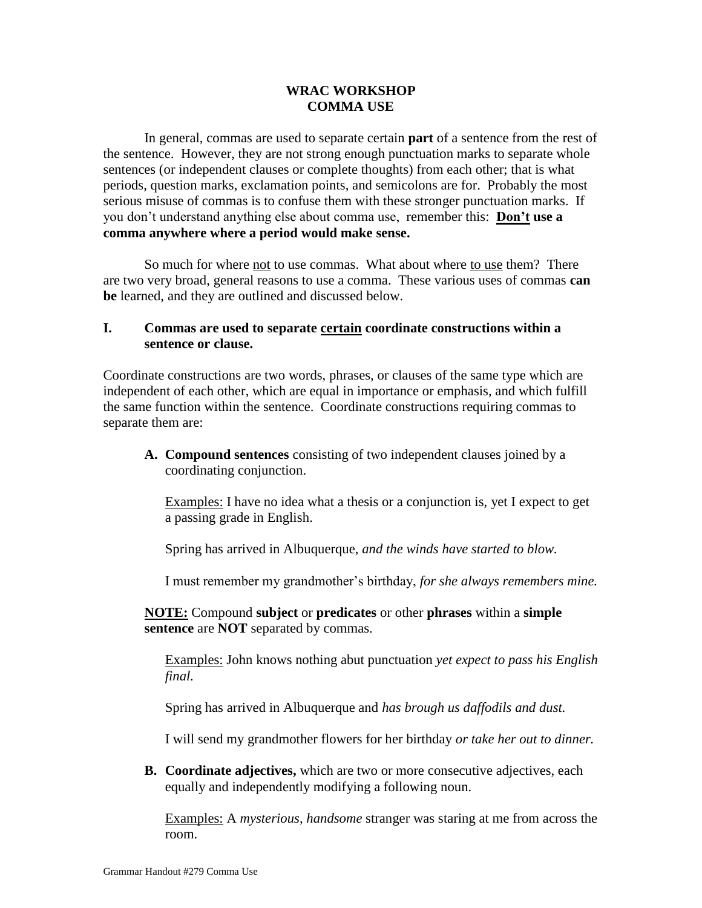# WRAC WORKSHOP
# COMMA USE

In general, commas are used to separate certain **part** of a sentence from the rest of the sentence. However, they are not strong enough punctuation marks to separate whole sentences (or independent clauses or complete thoughts) from each other; that is what periods, question marks, exclamation points, and semicolons are for. Probably the most serious misuse of commas is to confuse them with these stronger punctuation marks. If you don't understand anything else about comma use, remember this: **<u>Don't</u> use a comma anywhere where a period would make sense.**

So much for where <u>not</u> to use commas. What about where <u>to use</u> them? There are two very broad, general reasons to use a comma. These various uses of commas **can be** learned, and they are outlined and discussed below.

## I. Commas are used to separate <u>certain</u> coordinate constructions within a sentence or clause.

Coordinate constructions are two words, phrases, or clauses of the same type which are independent of each other, which are equal in importance or emphasis, and which fulfill the same function within the sentence. Coordinate constructions requiring commas to separate them are:

**A. Compound sentences** consisting of two independent clauses joined by a coordinating conjunction.

<u>Examples:</u> I have no idea what a thesis or a conjunction is, yet I expect to get a passing grade in English.

Spring has arrived in Albuquerque, *and the winds have started to blow.*

I must remember my grandmother's birthday, *for she always remembers mine.*

**<u>NOTE:</u>** Compound **subject** or **predicates** or other **phrases** within a **simple sentence** are **NOT** separated by commas.

<u>Examples:</u> John knows nothing abut punctuation *yet expect to pass his English final.*

Spring has arrived in Albuquerque and *has brough us daffodils and dust.*

I will send my grandmother flowers for her birthday *or take her out to dinner.*

**B. Coordinate adjectives,** which are two or more consecutive adjectives, each equally and independently modifying a following noun.

<u>Examples:</u> A *mysterious, handsome* stranger was staring at me from across the room.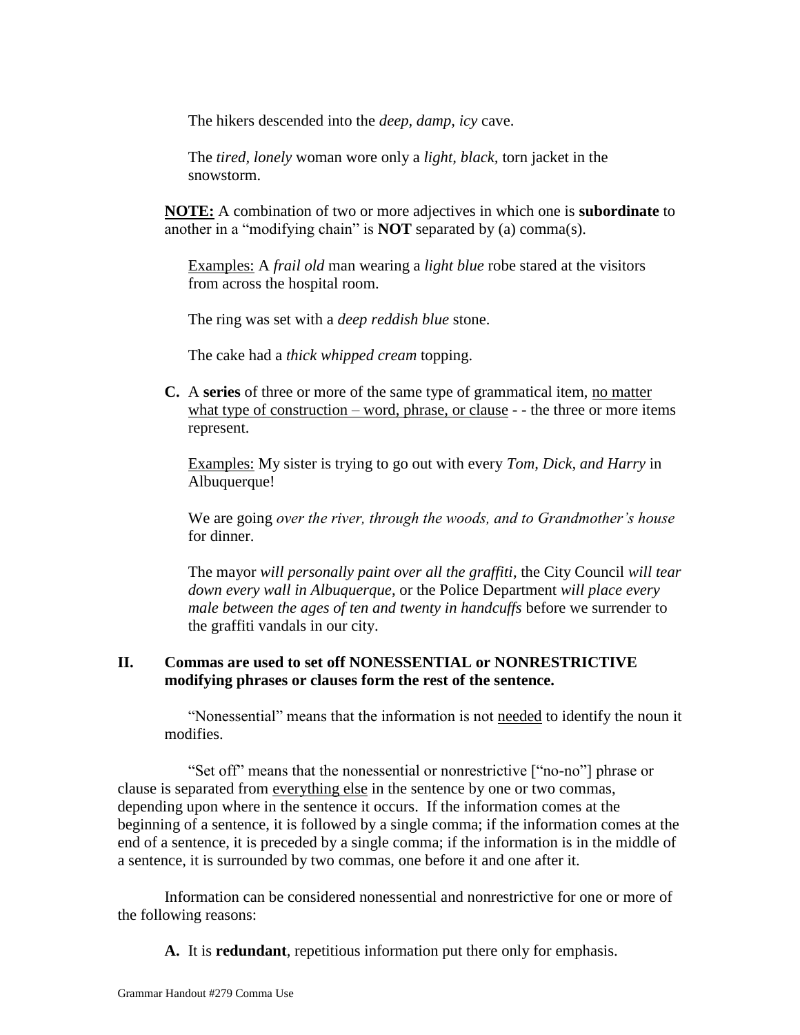The hikers descended into the *deep, damp, icy* cave.

The *tired, lonely* woman wore only a *light, black,* torn jacket in the snowstorm.

**NOTE:** A combination of two or more adjectives in which one is **subordinate** to another in a "modifying chain" is **NOT** separated by (a) comma(s).

<u>Examples:</u> A *frail old* man wearing a *light blue* robe stared at the visitors from across the hospital room.

The ring was set with a *deep reddish blue* stone.

The cake had a *thick whipped cream* topping.

**C.** A **series** of three or more of the same type of grammatical item, <u>no matter what type of construction – word, phrase, or clause</u> - - the three or more items represent.

<u>Examples:</u> My sister is trying to go out with every *Tom, Dick, and Harry* in Albuquerque!

We are going *over the river, through the woods, and to Grandmother's house* for dinner.

The mayor *will personally paint over all the graffiti*, the City Council *will tear down every wall in Albuquerque*, or the Police Department *will place every male between the ages of ten and twenty in handcuffs* before we surrender to the graffiti vandals in our city.

## II. Commas are used to set off NONESSENTIAL or NONRESTRICTIVE modifying phrases or clauses form the rest of the sentence.

"Nonessential" means that the information is not <u>needed</u> to identify the noun it modifies.

"Set off" means that the nonessential or nonrestrictive ["no-no"] phrase or clause is separated from <u>everything else</u> in the sentence by one or two commas, depending upon where in the sentence it occurs. If the information comes at the beginning of a sentence, it is followed by a single comma; if the information comes at the end of a sentence, it is preceded by a single comma; if the information is in the middle of a sentence, it is surrounded by two commas, one before it and one after it.

Information can be considered nonessential and nonrestrictive for one or more of the following reasons:

**A.** It is **redundant**, repetitious information put there only for emphasis.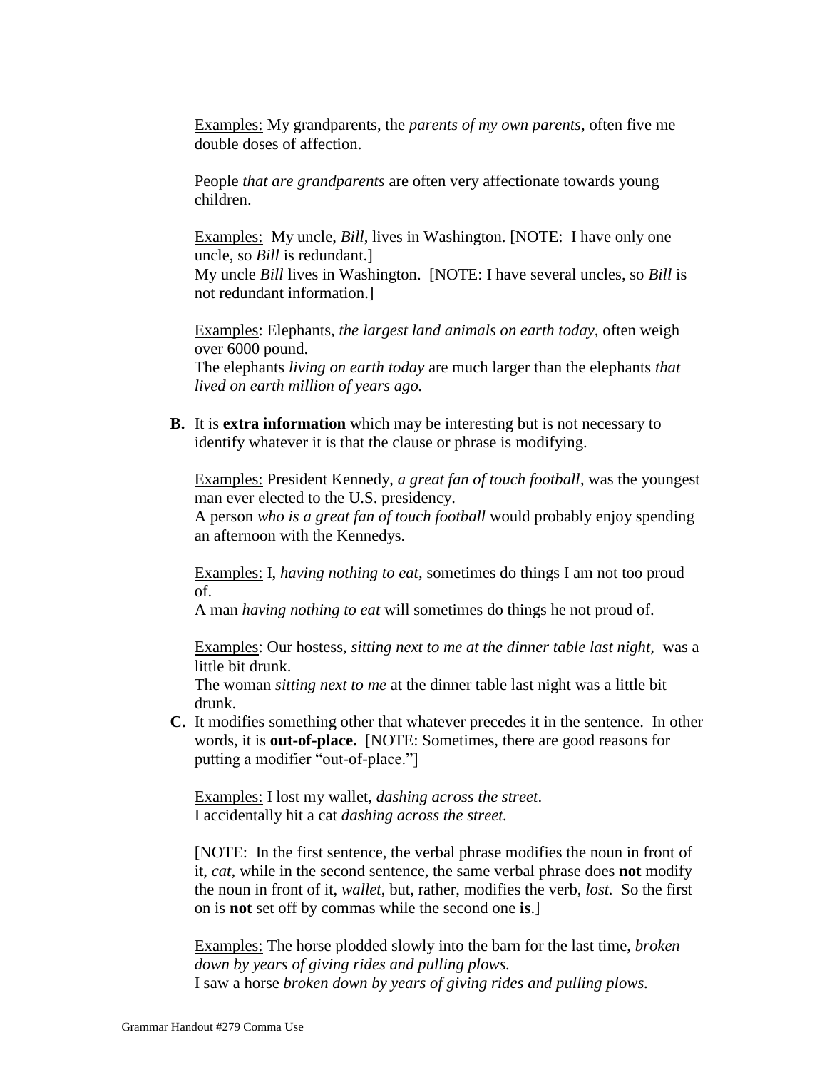Examples: My grandparents, the *parents of my own parents,* often five me double doses of affection.

People *that are grandparents* are often very affectionate towards young children.

Examples: My uncle, *Bill*, lives in Washington. [NOTE: I have only one uncle, so *Bill* is redundant.]
My uncle *Bill* lives in Washington. [NOTE: I have several uncles, so *Bill* is not redundant information.]

Examples: Elephants, *the largest land animals on earth today,* often weigh over 6000 pound.
The elephants *living on earth today* are much larger than the elephants *that lived on earth million of years ago.*

**B.** It is **extra information** which may be interesting but is not necessary to identify whatever it is that the clause or phrase is modifying.

Examples: President Kennedy, *a great fan of touch football*, was the youngest man ever elected to the U.S. presidency.
A person *who is a great fan of touch football* would probably enjoy spending an afternoon with the Kennedys.

Examples: I, *having nothing to eat,* sometimes do things I am not too proud of.
A man *having nothing to eat* will sometimes do things he not proud of.

Examples: Our hostess, *sitting next to me at the dinner table last night,* was a little bit drunk.
The woman *sitting next to me* at the dinner table last night was a little bit drunk.

**C.** It modifies something other that whatever precedes it in the sentence. In other words, it is **out-of-place.** [NOTE: Sometimes, there are good reasons for putting a modifier "out-of-place."]

Examples: I lost my wallet, *dashing across the street*.
I accidentally hit a cat *dashing across the street.*

[NOTE: In the first sentence, the verbal phrase modifies the noun in front of it, *cat*, while in the second sentence, the same verbal phrase does **not** modify the noun in front of it, *wallet*, but, rather, modifies the verb, *lost.* So the first on is **not** set off by commas while the second one **is**.]

Examples: The horse plodded slowly into the barn for the last time, *broken down by years of giving rides and pulling plows.*
I saw a horse *broken down by years of giving rides and pulling plows.*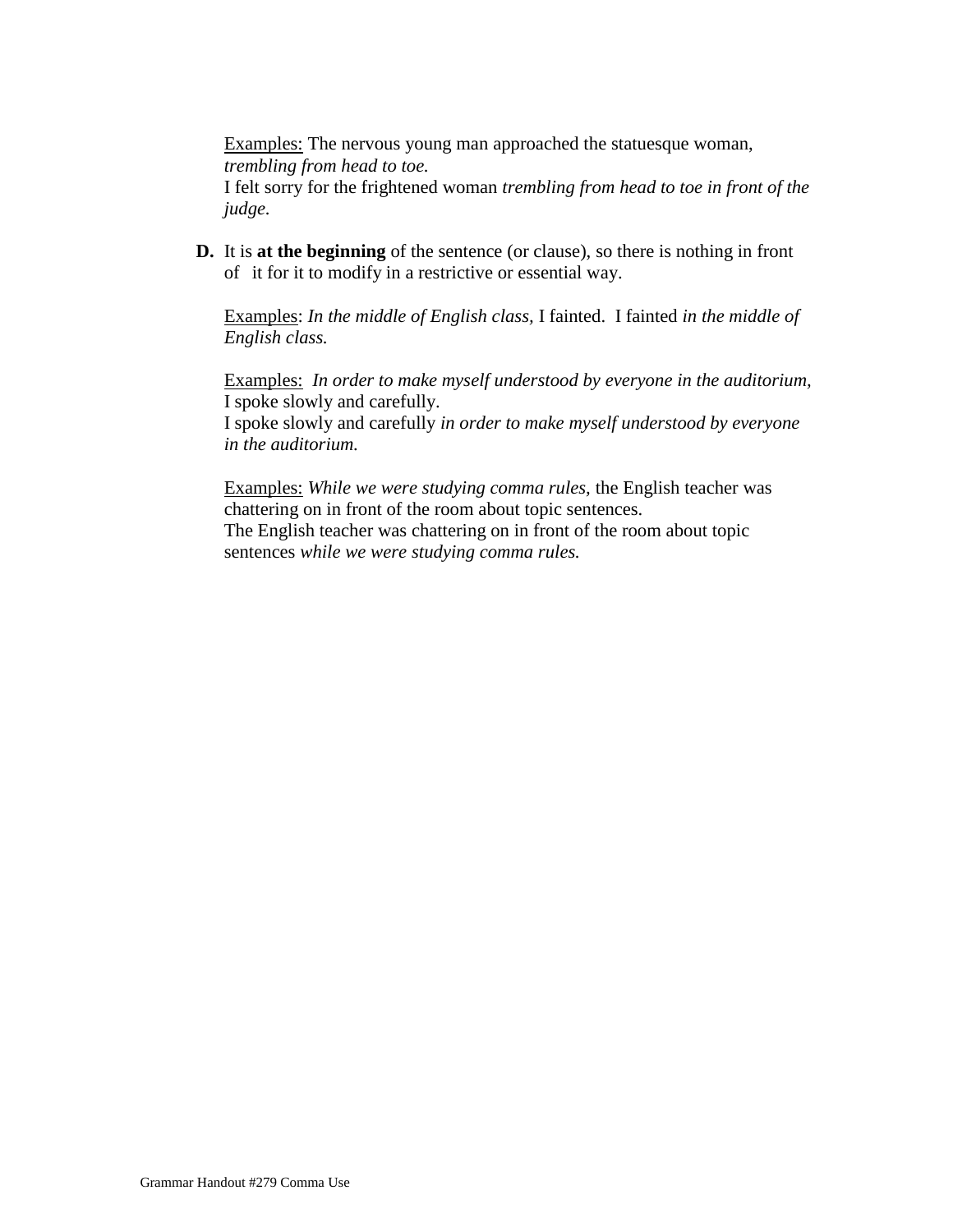Examples: The nervous young man approached the statuesque woman, *trembling from head to toe.*
I felt sorry for the frightened woman *trembling from head to toe in front of the judge.*

**D.** It is **at the beginning** of the sentence (or clause), so there is nothing in front of it for it to modify in a restrictive or essential way.

Examples: *In the middle of English class,* I fainted. I fainted *in the middle of English class.*

Examples: *In order to make myself understood by everyone in the auditorium,* I spoke slowly and carefully.
I spoke slowly and carefully *in order to make myself understood by everyone in the auditorium.*

Examples: *While we were studying comma rules,* the English teacher was chattering on in front of the room about topic sentences.
The English teacher was chattering on in front of the room about topic sentences *while we were studying comma rules.*